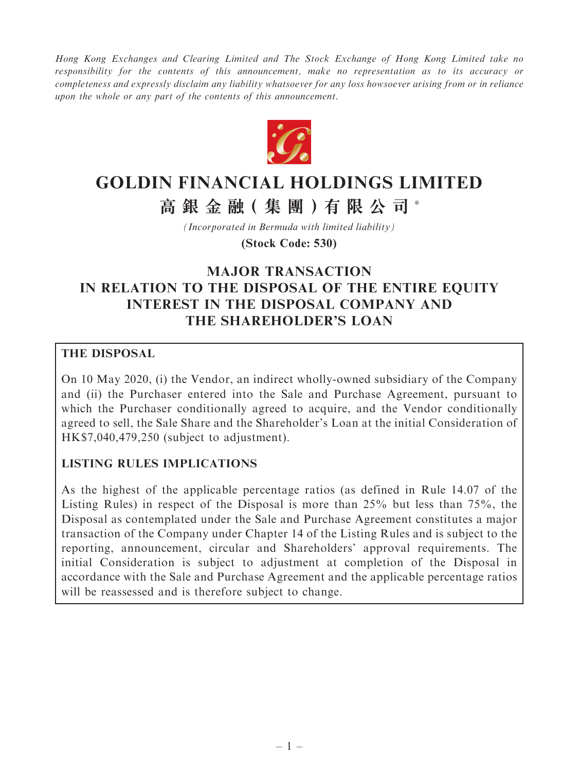*Hong Kong Exchanges and Clearing Limited and The Stock Exchange of Hong Kong Limited take no responsibility for the contents of this announcement, make no representation as to its accuracy or completeness and expressly disclaim any liability whatsoever for any loss howsoever arising from or in reliance upon the whole or any part of the contents of this announcement.*

# GOLDIN FINANCIAL HOLDINGS LIMITED

# 高銀金融(集團)有限公司 *

*(Incorporated in Bermuda with limited liability)*

**(Stock Code: 530)**

## MAJOR TRANSACTION IN RELATION TO THE DISPOSAL OF THE ENTIRE EQUITY INTEREST IN THE DISPOSAL COMPANY AND THE SHAREHOLDER'S LOAN

### THE DISPOSAL

On 10 May 2020, (i) the Vendor, an indirect wholly-owned subsidiary of the Company and (ii) the Purchaser entered into the Sale and Purchase Agreement, pursuant to which the Purchaser conditionally agreed to acquire, and the Vendor conditionally agreed to sell, the Sale Share and the Shareholder's Loan at the initial Consideration of HK$7,040,479,250 (subject to adjustment).

### LISTING RULES IMPLICATIONS

As the highest of the applicable percentage ratios (as defined in Rule 14.07 of the Listing Rules) in respect of the Disposal is more than 25% but less than 75%, the Disposal as contemplated under the Sale and Purchase Agreement constitutes a major transaction of the Company under Chapter 14 of the Listing Rules and is subject to the reporting, announcement, circular and Shareholders' approval requirements. The initial Consideration is subject to adjustment at completion of the Disposal in accordance with the Sale and Purchase Agreement and the applicable percentage ratios will be reassessed and is therefore subject to change.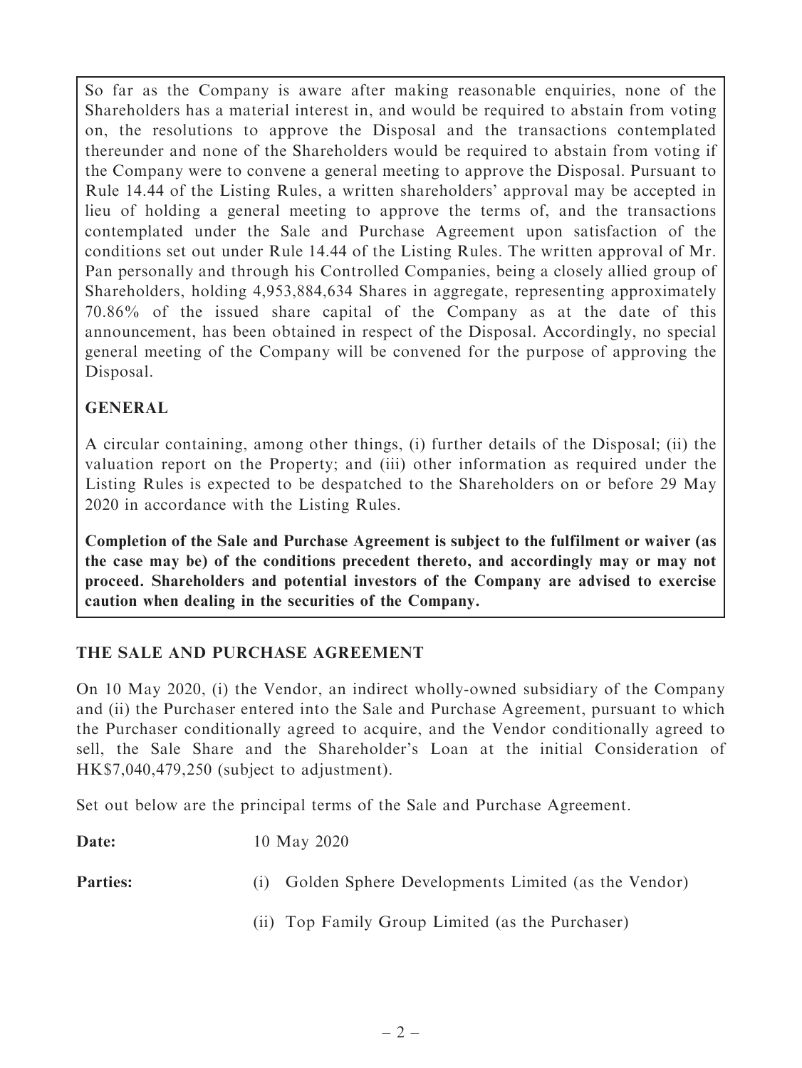So far as the Company is aware after making reasonable enquiries, none of the Shareholders has a material interest in, and would be required to abstain from voting on, the resolutions to approve the Disposal and the transactions contemplated thereunder and none of the Shareholders would be required to abstain from voting if the Company were to convene a general meeting to approve the Disposal. Pursuant to Rule 14.44 of the Listing Rules, a written shareholders' approval may be accepted in lieu of holding a general meeting to approve the terms of, and the transactions contemplated under the Sale and Purchase Agreement upon satisfaction of the conditions set out under Rule 14.44 of the Listing Rules. The written approval of Mr. Pan personally and through his Controlled Companies, being a closely allied group of Shareholders, holding 4,953,884,634 Shares in aggregate, representing approximately 70.86% of the issued share capital of the Company as at the date of this announcement, has been obtained in respect of the Disposal. Accordingly, no special general meeting of the Company will be convened for the purpose of approving the Disposal.

**GENERAL**

A circular containing, among other things, (i) further details of the Disposal; (ii) the valuation report on the Property; and (iii) other information as required under the Listing Rules is expected to be despatched to the Shareholders on or before 29 May 2020 in accordance with the Listing Rules.

**Completion of the Sale and Purchase Agreement is subject to the fulfilment or waiver (as the case may be) of the conditions precedent thereto, and accordingly may or may not proceed. Shareholders and potential investors of the Company are advised to exercise caution when dealing in the securities of the Company.**

## THE SALE AND PURCHASE AGREEMENT

On 10 May 2020, (i) the Vendor, an indirect wholly-owned subsidiary of the Company and (ii) the Purchaser entered into the Sale and Purchase Agreement, pursuant to which the Purchaser conditionally agreed to acquire, and the Vendor conditionally agreed to sell, the Sale Share and the Shareholder's Loan at the initial Consideration of HK$7,040,479,250 (subject to adjustment).

Set out below are the principal terms of the Sale and Purchase Agreement.

**Date:** 10 May 2020

**Parties:**

(i) Golden Sphere Developments Limited (as the Vendor)

(ii) Top Family Group Limited (as the Purchaser)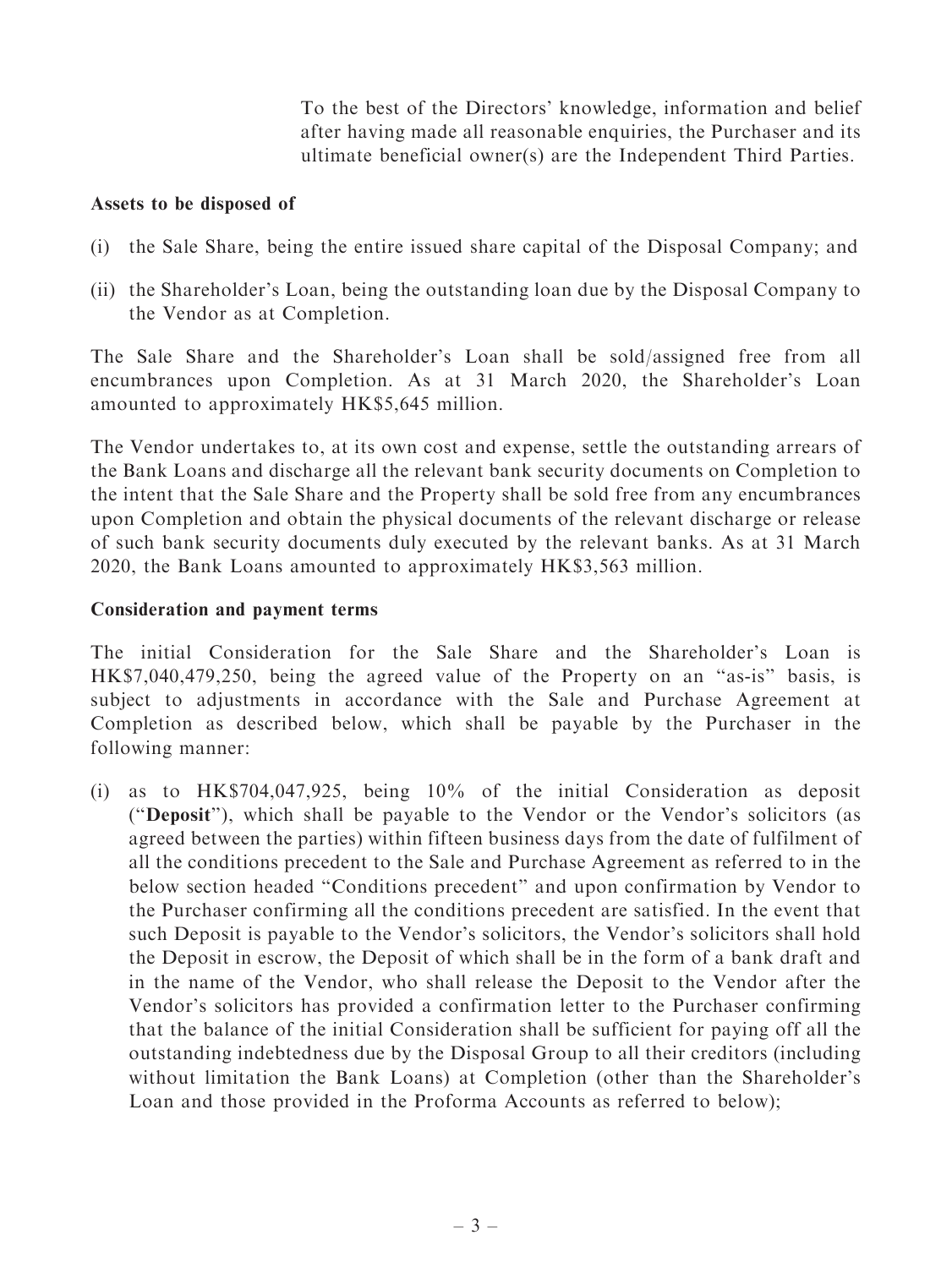To the best of the Directors' knowledge, information and belief after having made all reasonable enquiries, the Purchaser and its ultimate beneficial owner(s) are the Independent Third Parties.

**Assets to be disposed of**

(i) the Sale Share, being the entire issued share capital of the Disposal Company; and

(ii) the Shareholder's Loan, being the outstanding loan due by the Disposal Company to the Vendor as at Completion.

The Sale Share and the Shareholder's Loan shall be sold/assigned free from all encumbrances upon Completion. As at 31 March 2020, the Shareholder's Loan amounted to approximately HK$5,645 million.

The Vendor undertakes to, at its own cost and expense, settle the outstanding arrears of the Bank Loans and discharge all the relevant bank security documents on Completion to the intent that the Sale Share and the Property shall be sold free from any encumbrances upon Completion and obtain the physical documents of the relevant discharge or release of such bank security documents duly executed by the relevant banks. As at 31 March 2020, the Bank Loans amounted to approximately HK$3,563 million.

**Consideration and payment terms**

The initial Consideration for the Sale Share and the Shareholder's Loan is HK$7,040,479,250, being the agreed value of the Property on an "as-is" basis, is subject to adjustments in accordance with the Sale and Purchase Agreement at Completion as described below, which shall be payable by the Purchaser in the following manner:

(i) as to HK$704,047,925, being 10% of the initial Consideration as deposit ("**Deposit**"), which shall be payable to the Vendor or the Vendor's solicitors (as agreed between the parties) within fifteen business days from the date of fulfilment of all the conditions precedent to the Sale and Purchase Agreement as referred to in the below section headed "Conditions precedent" and upon confirmation by Vendor to the Purchaser confirming all the conditions precedent are satisfied. In the event that such Deposit is payable to the Vendor's solicitors, the Vendor's solicitors shall hold the Deposit in escrow, the Deposit of which shall be in the form of a bank draft and in the name of the Vendor, who shall release the Deposit to the Vendor after the Vendor's solicitors has provided a confirmation letter to the Purchaser confirming that the balance of the initial Consideration shall be sufficient for paying off all the outstanding indebtedness due by the Disposal Group to all their creditors (including without limitation the Bank Loans) at Completion (other than the Shareholder's Loan and those provided in the Proforma Accounts as referred to below);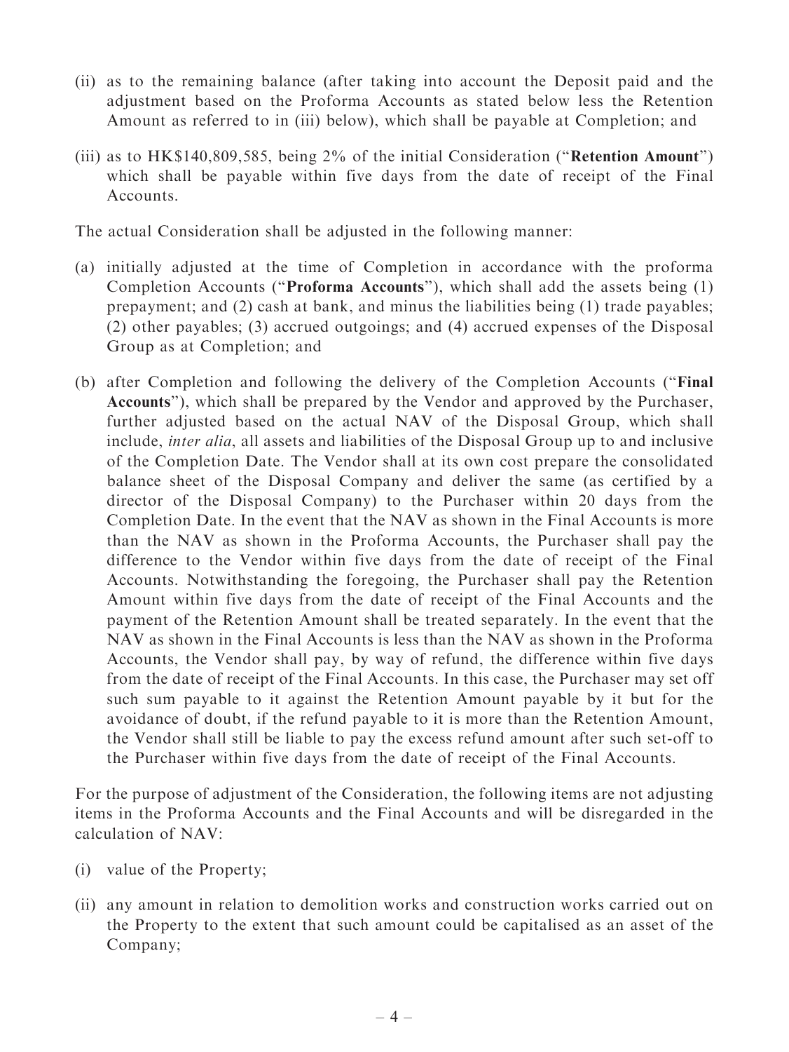(ii) as to the remaining balance (after taking into account the Deposit paid and the adjustment based on the Proforma Accounts as stated below less the Retention Amount as referred to in (iii) below), which shall be payable at Completion; and

(iii) as to HK$140,809,585, being 2% of the initial Consideration ("**Retention Amount**") which shall be payable within five days from the date of receipt of the Final Accounts.

The actual Consideration shall be adjusted in the following manner:

(a) initially adjusted at the time of Completion in accordance with the proforma Completion Accounts ("**Proforma Accounts**"), which shall add the assets being (1) prepayment; and (2) cash at bank, and minus the liabilities being (1) trade payables; (2) other payables; (3) accrued outgoings; and (4) accrued expenses of the Disposal Group as at Completion; and

(b) after Completion and following the delivery of the Completion Accounts ("**Final Accounts**"), which shall be prepared by the Vendor and approved by the Purchaser, further adjusted based on the actual NAV of the Disposal Group, which shall include, *inter alia*, all assets and liabilities of the Disposal Group up to and inclusive of the Completion Date. The Vendor shall at its own cost prepare the consolidated balance sheet of the Disposal Company and deliver the same (as certified by a director of the Disposal Company) to the Purchaser within 20 days from the Completion Date. In the event that the NAV as shown in the Final Accounts is more than the NAV as shown in the Proforma Accounts, the Purchaser shall pay the difference to the Vendor within five days from the date of receipt of the Final Accounts. Notwithstanding the foregoing, the Purchaser shall pay the Retention Amount within five days from the date of receipt of the Final Accounts and the payment of the Retention Amount shall be treated separately. In the event that the NAV as shown in the Final Accounts is less than the NAV as shown in the Proforma Accounts, the Vendor shall pay, by way of refund, the difference within five days from the date of receipt of the Final Accounts. In this case, the Purchaser may set off such sum payable to it against the Retention Amount payable by it but for the avoidance of doubt, if the refund payable to it is more than the Retention Amount, the Vendor shall still be liable to pay the excess refund amount after such set-off to the Purchaser within five days from the date of receipt of the Final Accounts.

For the purpose of adjustment of the Consideration, the following items are not adjusting items in the Proforma Accounts and the Final Accounts and will be disregarded in the calculation of NAV:

(i) value of the Property;

(ii) any amount in relation to demolition works and construction works carried out on the Property to the extent that such amount could be capitalised as an asset of the Company;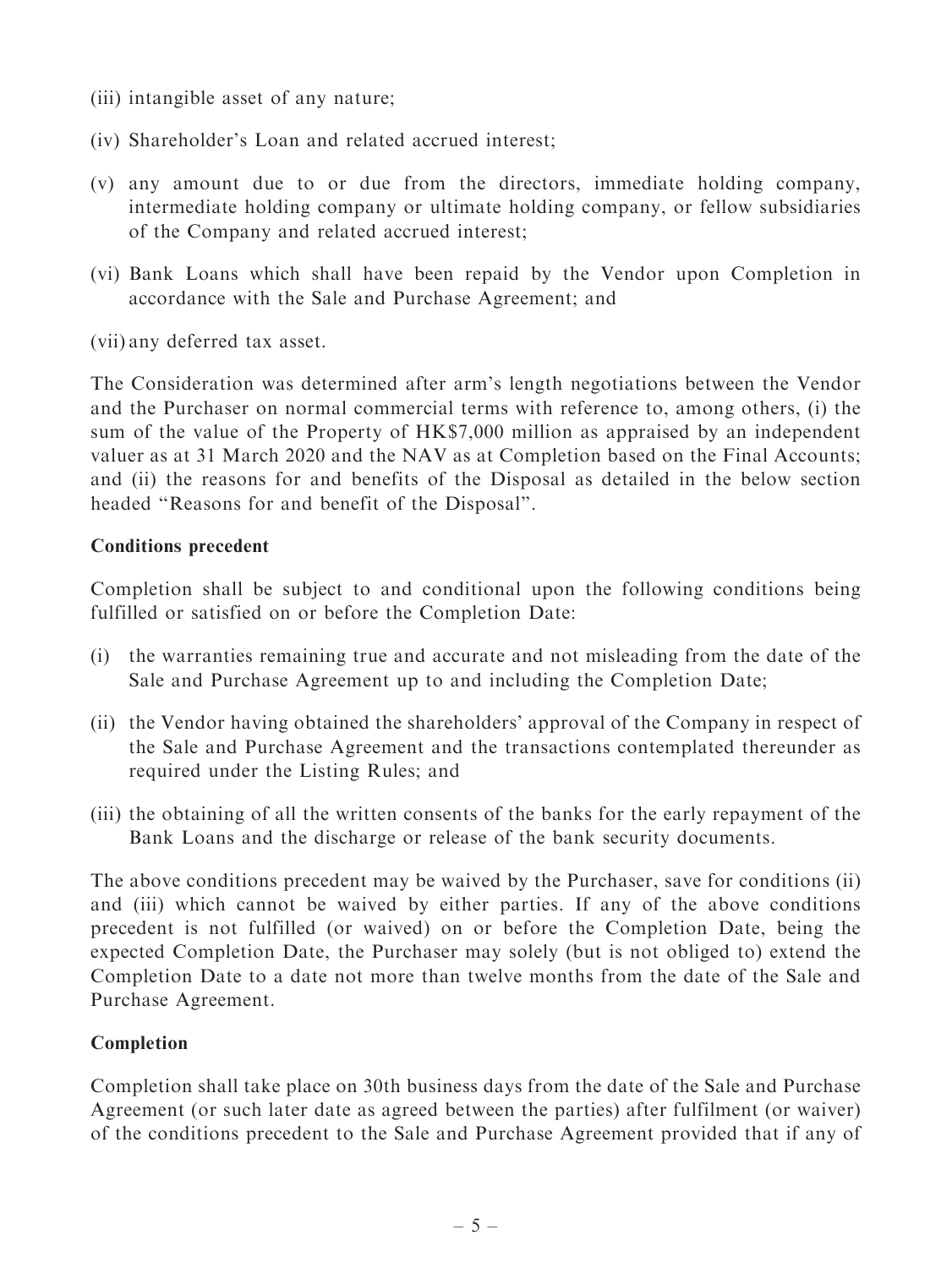(iii) intangible asset of any nature;

(iv) Shareholder's Loan and related accrued interest;

(v) any amount due to or due from the directors, immediate holding company, intermediate holding company or ultimate holding company, or fellow subsidiaries of the Company and related accrued interest;

(vi) Bank Loans which shall have been repaid by the Vendor upon Completion in accordance with the Sale and Purchase Agreement; and

(vii) any deferred tax asset.

The Consideration was determined after arm's length negotiations between the Vendor and the Purchaser on normal commercial terms with reference to, among others, (i) the sum of the value of the Property of HK$7,000 million as appraised by an independent valuer as at 31 March 2020 and the NAV as at Completion based on the Final Accounts; and (ii) the reasons for and benefits of the Disposal as detailed in the below section headed "Reasons for and benefit of the Disposal".

**Conditions precedent**

Completion shall be subject to and conditional upon the following conditions being fulfilled or satisfied on or before the Completion Date:

(i) the warranties remaining true and accurate and not misleading from the date of the Sale and Purchase Agreement up to and including the Completion Date;

(ii) the Vendor having obtained the shareholders' approval of the Company in respect of the Sale and Purchase Agreement and the transactions contemplated thereunder as required under the Listing Rules; and

(iii) the obtaining of all the written consents of the banks for the early repayment of the Bank Loans and the discharge or release of the bank security documents.

The above conditions precedent may be waived by the Purchaser, save for conditions (ii) and (iii) which cannot be waived by either parties. If any of the above conditions precedent is not fulfilled (or waived) on or before the Completion Date, being the expected Completion Date, the Purchaser may solely (but is not obliged to) extend the Completion Date to a date not more than twelve months from the date of the Sale and Purchase Agreement.

**Completion**

Completion shall take place on 30th business days from the date of the Sale and Purchase Agreement (or such later date as agreed between the parties) after fulfilment (or waiver) of the conditions precedent to the Sale and Purchase Agreement provided that if any of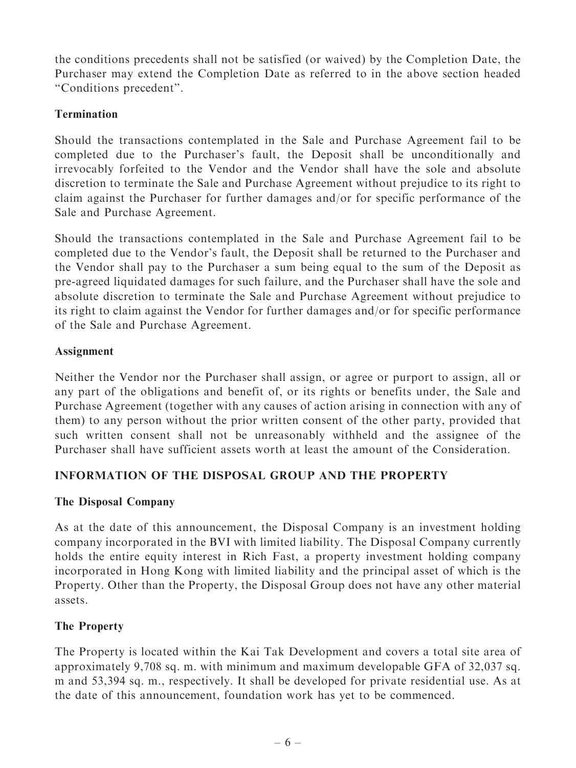the conditions precedents shall not be satisfied (or waived) by the Completion Date, the Purchaser may extend the Completion Date as referred to in the above section headed "Conditions precedent".

**Termination**

Should the transactions contemplated in the Sale and Purchase Agreement fail to be completed due to the Purchaser's fault, the Deposit shall be unconditionally and irrevocably forfeited to the Vendor and the Vendor shall have the sole and absolute discretion to terminate the Sale and Purchase Agreement without prejudice to its right to claim against the Purchaser for further damages and/or for specific performance of the Sale and Purchase Agreement.

Should the transactions contemplated in the Sale and Purchase Agreement fail to be completed due to the Vendor's fault, the Deposit shall be returned to the Purchaser and the Vendor shall pay to the Purchaser a sum being equal to the sum of the Deposit as pre-agreed liquidated damages for such failure, and the Purchaser shall have the sole and absolute discretion to terminate the Sale and Purchase Agreement without prejudice to its right to claim against the Vendor for further damages and/or for specific performance of the Sale and Purchase Agreement.

**Assignment**

Neither the Vendor nor the Purchaser shall assign, or agree or purport to assign, all or any part of the obligations and benefit of, or its rights or benefits under, the Sale and Purchase Agreement (together with any causes of action arising in connection with any of them) to any person without the prior written consent of the other party, provided that such written consent shall not be unreasonably withheld and the assignee of the Purchaser shall have sufficient assets worth at least the amount of the Consideration.

## INFORMATION OF THE DISPOSAL GROUP AND THE PROPERTY

**The Disposal Company**

As at the date of this announcement, the Disposal Company is an investment holding company incorporated in the BVI with limited liability. The Disposal Company currently holds the entire equity interest in Rich Fast, a property investment holding company incorporated in Hong Kong with limited liability and the principal asset of which is the Property. Other than the Property, the Disposal Group does not have any other material assets.

**The Property**

The Property is located within the Kai Tak Development and covers a total site area of approximately 9,708 sq. m. with minimum and maximum developable GFA of 32,037 sq. m and 53,394 sq. m., respectively. It shall be developed for private residential use. As at the date of this announcement, foundation work has yet to be commenced.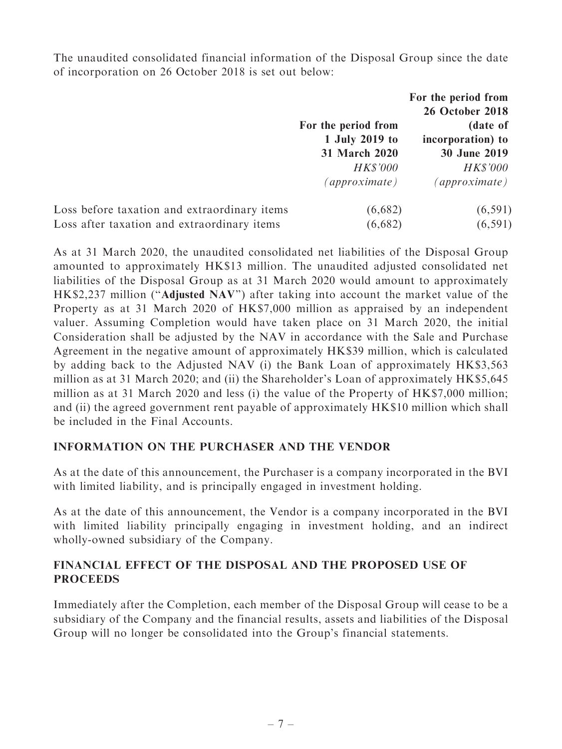The unaudited consolidated financial information of the Disposal Group since the date of incorporation on 26 October 2018 is set out below:

| | For the period from 1 July 2019 to 31 March 2020 | For the period from 26 October 2018 (date of incorporation) to 30 June 2019 |
|---|---|---|
| | *HK$'000* | *HK$'000* |
| | *(approximate)* | *(approximate)* |
| Loss before taxation and extraordinary items | (6,682) | (6,591) |
| Loss after taxation and extraordinary items | (6,682) | (6,591) |

As at 31 March 2020, the unaudited consolidated net liabilities of the Disposal Group amounted to approximately HK$13 million. The unaudited adjusted consolidated net liabilities of the Disposal Group as at 31 March 2020 would amount to approximately HK$2,237 million ("**Adjusted NAV**") after taking into account the market value of the Property as at 31 March 2020 of HK$7,000 million as appraised by an independent valuer. Assuming Completion would have taken place on 31 March 2020, the initial Consideration shall be adjusted by the NAV in accordance with the Sale and Purchase Agreement in the negative amount of approximately HK$39 million, which is calculated by adding back to the Adjusted NAV (i) the Bank Loan of approximately HK$3,563 million as at 31 March 2020; and (ii) the Shareholder's Loan of approximately HK$5,645 million as at 31 March 2020 and less (i) the value of the Property of HK$7,000 million; and (ii) the agreed government rent payable of approximately HK$10 million which shall be included in the Final Accounts.

## INFORMATION ON THE PURCHASER AND THE VENDOR

As at the date of this announcement, the Purchaser is a company incorporated in the BVI with limited liability, and is principally engaged in investment holding.

As at the date of this announcement, the Vendor is a company incorporated in the BVI with limited liability principally engaging in investment holding, and an indirect wholly-owned subsidiary of the Company.

## FINANCIAL EFFECT OF THE DISPOSAL AND THE PROPOSED USE OF PROCEEDS

Immediately after the Completion, each member of the Disposal Group will cease to be a subsidiary of the Company and the financial results, assets and liabilities of the Disposal Group will no longer be consolidated into the Group's financial statements.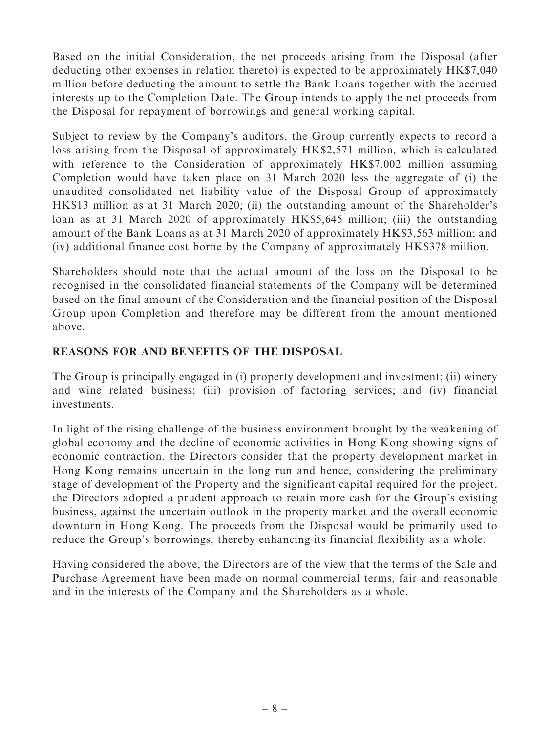Based on the initial Consideration, the net proceeds arising from the Disposal (after deducting other expenses in relation thereto) is expected to be approximately HK$7,040 million before deducting the amount to settle the Bank Loans together with the accrued interests up to the Completion Date. The Group intends to apply the net proceeds from the Disposal for repayment of borrowings and general working capital.

Subject to review by the Company's auditors, the Group currently expects to record a loss arising from the Disposal of approximately HK$2,571 million, which is calculated with reference to the Consideration of approximately HK$7,002 million assuming Completion would have taken place on 31 March 2020 less the aggregate of (i) the unaudited consolidated net liability value of the Disposal Group of approximately HK$13 million as at 31 March 2020; (ii) the outstanding amount of the Shareholder's loan as at 31 March 2020 of approximately HK$5,645 million; (iii) the outstanding amount of the Bank Loans as at 31 March 2020 of approximately HK$3,563 million; and (iv) additional finance cost borne by the Company of approximately HK$378 million.

Shareholders should note that the actual amount of the loss on the Disposal to be recognised in the consolidated financial statements of the Company will be determined based on the final amount of the Consideration and the financial position of the Disposal Group upon Completion and therefore may be different from the amount mentioned above.

## REASONS FOR AND BENEFITS OF THE DISPOSAL

The Group is principally engaged in (i) property development and investment; (ii) winery and wine related business; (iii) provision of factoring services; and (iv) financial investments.

In light of the rising challenge of the business environment brought by the weakening of global economy and the decline of economic activities in Hong Kong showing signs of economic contraction, the Directors consider that the property development market in Hong Kong remains uncertain in the long run and hence, considering the preliminary stage of development of the Property and the significant capital required for the project, the Directors adopted a prudent approach to retain more cash for the Group's existing business, against the uncertain outlook in the property market and the overall economic downturn in Hong Kong. The proceeds from the Disposal would be primarily used to reduce the Group's borrowings, thereby enhancing its financial flexibility as a whole.

Having considered the above, the Directors are of the view that the terms of the Sale and Purchase Agreement have been made on normal commercial terms, fair and reasonable and in the interests of the Company and the Shareholders as a whole.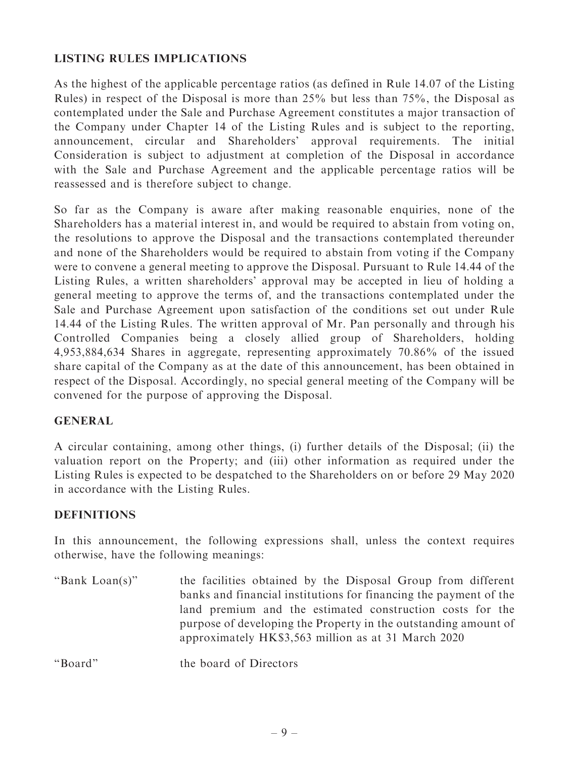## LISTING RULES IMPLICATIONS

As the highest of the applicable percentage ratios (as defined in Rule 14.07 of the Listing Rules) in respect of the Disposal is more than 25% but less than 75%, the Disposal as contemplated under the Sale and Purchase Agreement constitutes a major transaction of the Company under Chapter 14 of the Listing Rules and is subject to the reporting, announcement, circular and Shareholders' approval requirements. The initial Consideration is subject to adjustment at completion of the Disposal in accordance with the Sale and Purchase Agreement and the applicable percentage ratios will be reassessed and is therefore subject to change.

So far as the Company is aware after making reasonable enquiries, none of the Shareholders has a material interest in, and would be required to abstain from voting on, the resolutions to approve the Disposal and the transactions contemplated thereunder and none of the Shareholders would be required to abstain from voting if the Company were to convene a general meeting to approve the Disposal. Pursuant to Rule 14.44 of the Listing Rules, a written shareholders' approval may be accepted in lieu of holding a general meeting to approve the terms of, and the transactions contemplated under the Sale and Purchase Agreement upon satisfaction of the conditions set out under Rule 14.44 of the Listing Rules. The written approval of Mr. Pan personally and through his Controlled Companies being a closely allied group of Shareholders, holding 4,953,884,634 Shares in aggregate, representing approximately 70.86% of the issued share capital of the Company as at the date of this announcement, has been obtained in respect of the Disposal. Accordingly, no special general meeting of the Company will be convened for the purpose of approving the Disposal.

## GENERAL

A circular containing, among other things, (i) further details of the Disposal; (ii) the valuation report on the Property; and (iii) other information as required under the Listing Rules is expected to be despatched to the Shareholders on or before 29 May 2020 in accordance with the Listing Rules.

## DEFINITIONS

In this announcement, the following expressions shall, unless the context requires otherwise, have the following meanings:

| | |
|---|---|
| "Bank Loan(s)" | the facilities obtained by the Disposal Group from different banks and financial institutions for financing the payment of the land premium and the estimated construction costs for the purpose of developing the Property in the outstanding amount of approximately HK$3,563 million as at 31 March 2020 |
| "Board" | the board of Directors |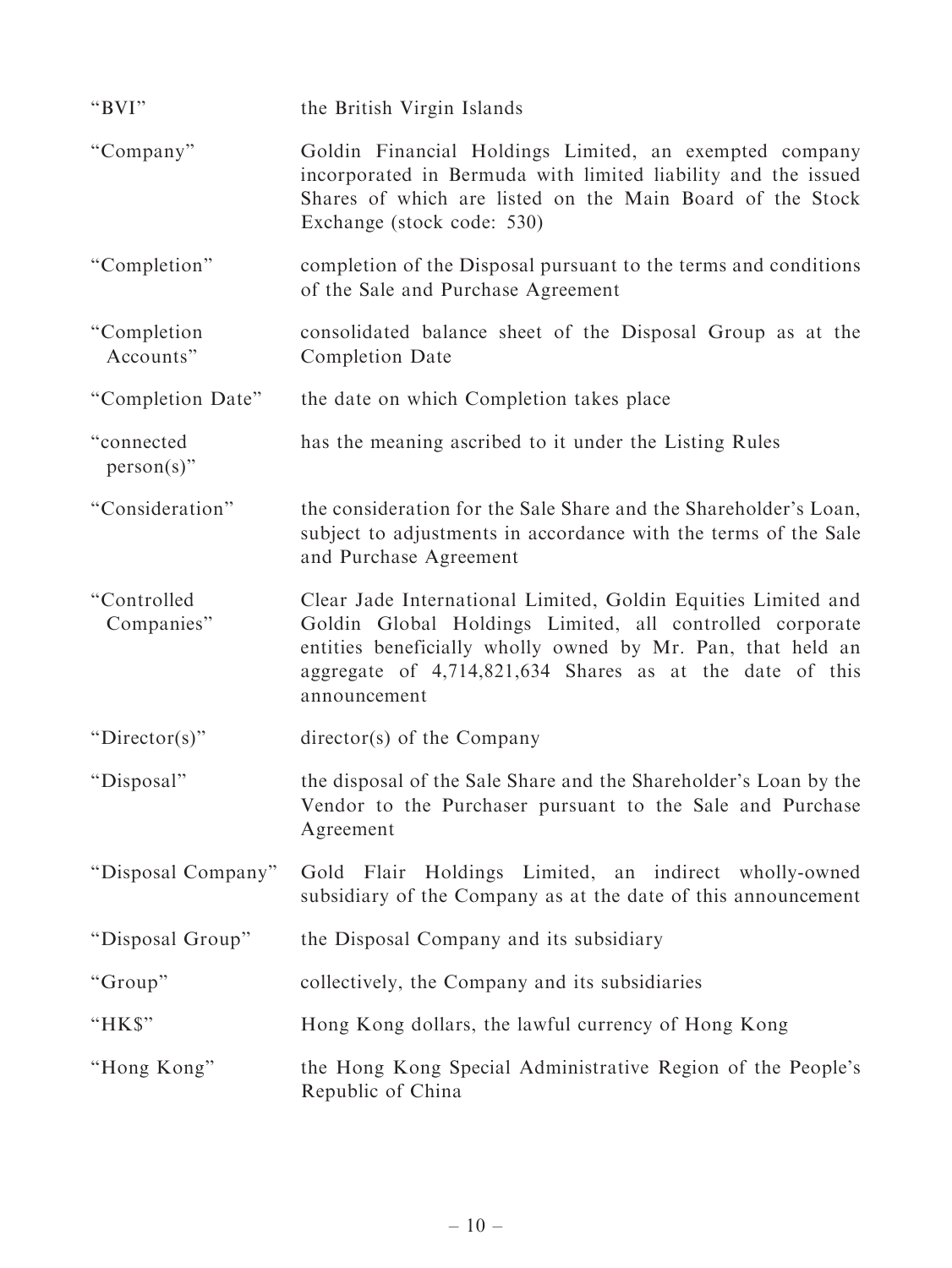| | |
|---|---|
| "BVI" | the British Virgin Islands |
| "Company" | Goldin Financial Holdings Limited, an exempted company incorporated in Bermuda with limited liability and the issued Shares of which are listed on the Main Board of the Stock Exchange (stock code: 530) |
| "Completion" | completion of the Disposal pursuant to the terms and conditions of the Sale and Purchase Agreement |
| "Completion Accounts" | consolidated balance sheet of the Disposal Group as at the Completion Date |
| "Completion Date" | the date on which Completion takes place |
| "connected person(s)" | has the meaning ascribed to it under the Listing Rules |
| "Consideration" | the consideration for the Sale Share and the Shareholder's Loan, subject to adjustments in accordance with the terms of the Sale and Purchase Agreement |
| "Controlled Companies" | Clear Jade International Limited, Goldin Equities Limited and Goldin Global Holdings Limited, all controlled corporate entities beneficially wholly owned by Mr. Pan, that held an aggregate of 4,714,821,634 Shares as at the date of this announcement |
| "Director(s)" | director(s) of the Company |
| "Disposal" | the disposal of the Sale Share and the Shareholder's Loan by the Vendor to the Purchaser pursuant to the Sale and Purchase Agreement |
| "Disposal Company" | Gold Flair Holdings Limited, an indirect wholly-owned subsidiary of the Company as at the date of this announcement |
| "Disposal Group" | the Disposal Company and its subsidiary |
| "Group" | collectively, the Company and its subsidiaries |
| "HK$" | Hong Kong dollars, the lawful currency of Hong Kong |
| "Hong Kong" | the Hong Kong Special Administrative Region of the People's Republic of China |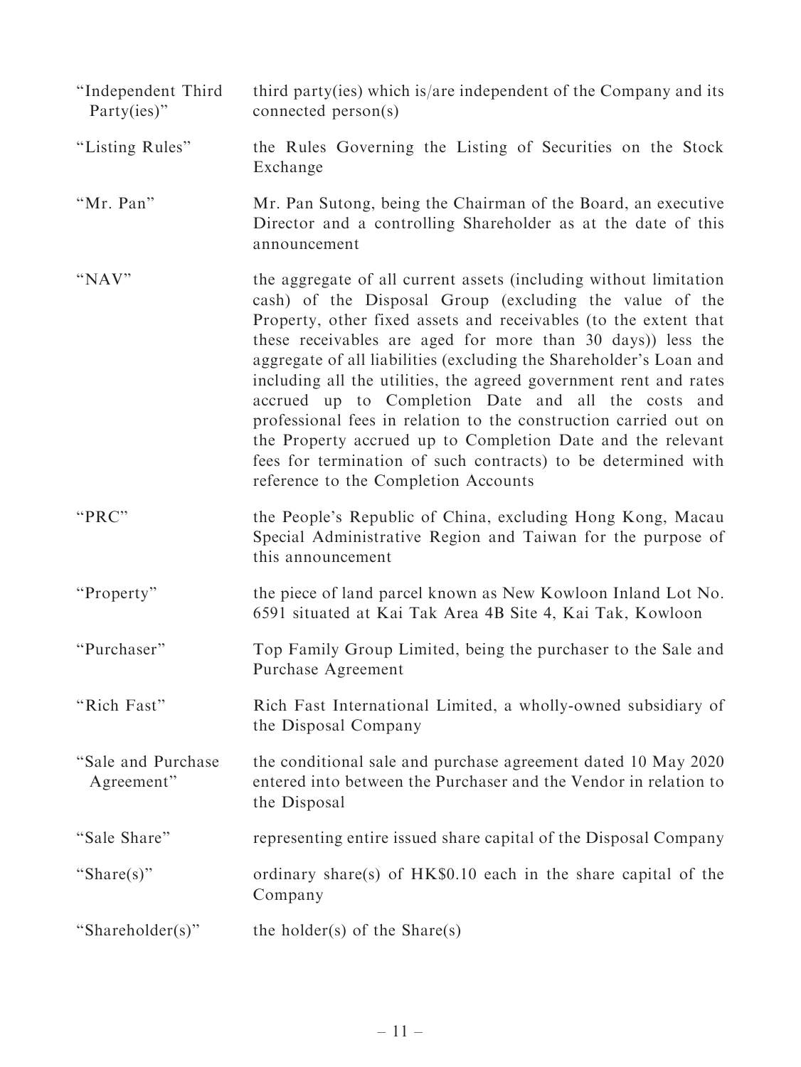| | |
|---|---|
| "Independent Third Party(ies)" | third party(ies) which is/are independent of the Company and its connected person(s) |
| "Listing Rules" | the Rules Governing the Listing of Securities on the Stock Exchange |
| "Mr. Pan" | Mr. Pan Sutong, being the Chairman of the Board, an executive Director and a controlling Shareholder as at the date of this announcement |
| "NAV" | the aggregate of all current assets (including without limitation cash) of the Disposal Group (excluding the value of the Property, other fixed assets and receivables (to the extent that these receivables are aged for more than 30 days)) less the aggregate of all liabilities (excluding the Shareholder's Loan and including all the utilities, the agreed government rent and rates accrued up to Completion Date and all the costs and professional fees in relation to the construction carried out on the Property accrued up to Completion Date and the relevant fees for termination of such contracts) to be determined with reference to the Completion Accounts |
| "PRC" | the People's Republic of China, excluding Hong Kong, Macau Special Administrative Region and Taiwan for the purpose of this announcement |
| "Property" | the piece of land parcel known as New Kowloon Inland Lot No. 6591 situated at Kai Tak Area 4B Site 4, Kai Tak, Kowloon |
| "Purchaser" | Top Family Group Limited, being the purchaser to the Sale and Purchase Agreement |
| "Rich Fast" | Rich Fast International Limited, a wholly-owned subsidiary of the Disposal Company |
| "Sale and Purchase Agreement" | the conditional sale and purchase agreement dated 10 May 2020 entered into between the Purchaser and the Vendor in relation to the Disposal |
| "Sale Share" | representing entire issued share capital of the Disposal Company |
| "Share(s)" | ordinary share(s) of HK$0.10 each in the share capital of the Company |
| "Shareholder(s)" | the holder(s) of the Share(s) |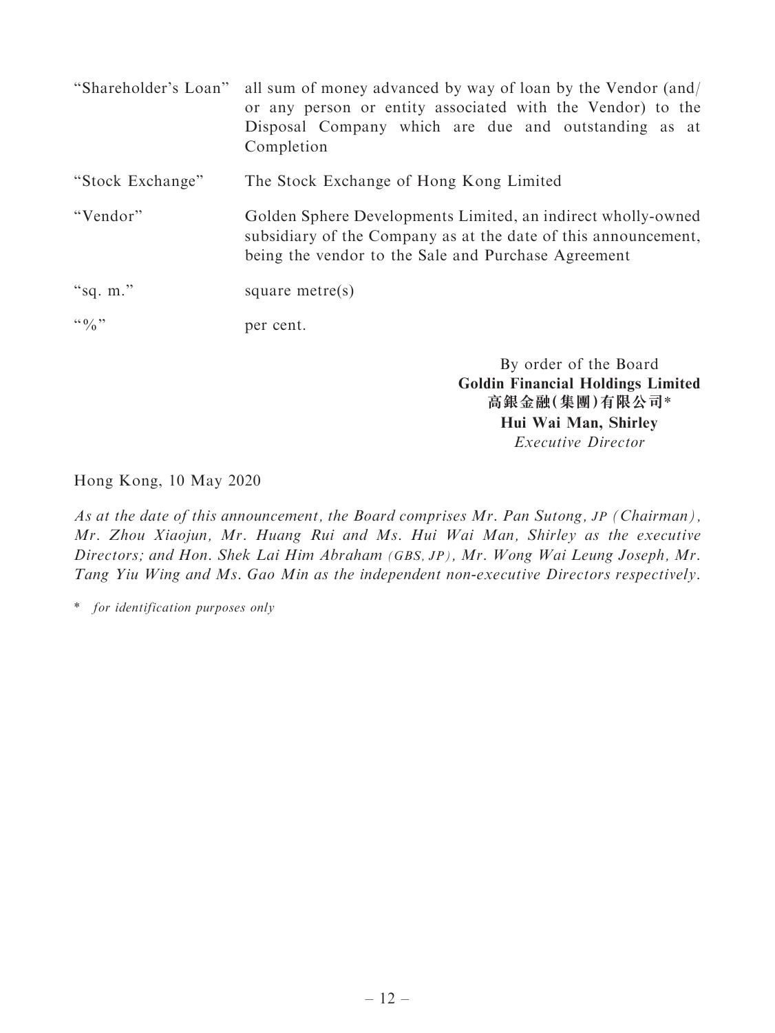| | |
|---|---|
| "Shareholder's Loan" | all sum of money advanced by way of loan by the Vendor (and/or any person or entity associated with the Vendor) to the Disposal Company which are due and outstanding as at Completion |
| "Stock Exchange" | The Stock Exchange of Hong Kong Limited |
| "Vendor" | Golden Sphere Developments Limited, an indirect wholly-owned subsidiary of the Company as at the date of this announcement, being the vendor to the Sale and Purchase Agreement |
| "sq. m." | square metre(s) |
| "%" | per cent. |

By order of the Board
**Goldin Financial Holdings Limited**
**高銀金融(集團)有限公司***
**Hui Wai Man, Shirley**
*Executive Director*

Hong Kong, 10 May 2020

*As at the date of this announcement, the Board comprises Mr. Pan Sutong, JP (Chairman), Mr. Zhou Xiaojun, Mr. Huang Rui and Ms. Hui Wai Man, Shirley as the executive Directors; and Hon. Shek Lai Him Abraham (GBS, JP), Mr. Wong Wai Leung Joseph, Mr. Tang Yiu Wing and Ms. Gao Min as the independent non-executive Directors respectively.*

\* *for identification purposes only*